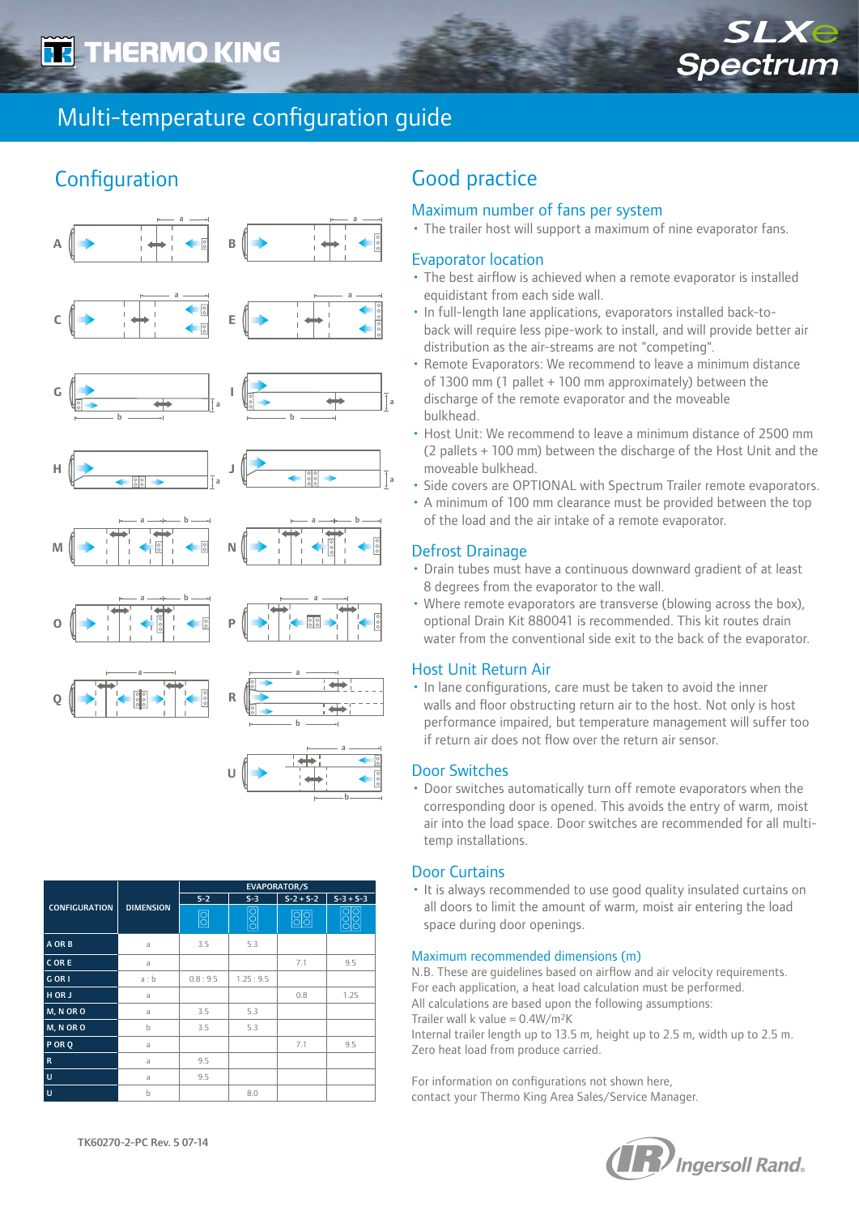# Multi-temperature configuration guide

## Configuration

| CONFIGURATION | DIMENSION | EVAPORATOR/S | | | |
|---|---|---|---|---|---|
| | | S-2 | S-3 | S-2 + S-2 | S-3 + S-3 |
| A OR B | a | 3.5 | 5.3 | | |
| C OR E | a | | | 7.1 | 9.5 |
| G OR I | a : b | 0.8 : 9.5 | 1.25 : 9.5 | | |
| H OR J | a | | | 0.8 | 1.25 |
| M, N OR O | a | 3.5 | 5.3 | | |
| M, N OR O | b | 3.5 | 5.3 | | |
| P OR Q | a | | | 7.1 | 9.5 |
| R | a | 9.5 | | | |
| U | a | 9.5 | | | |
| U | b | | 8.0 | | |

## Good practice

### Maximum number of fans per system

- The trailer host will support a maximum of nine evaporator fans.

### Evaporator location

- The best airflow is achieved when a remote evaporator is installed equidistant from each side wall.
- In full-length lane applications, evaporators installed back-to-back will require less pipe-work to install, and will provide better air distribution as the air-streams are not "competing".
- Remote Evaporators: We recommend to leave a minimum distance of 1300 mm (1 pallet + 100 mm approximately) between the discharge of the remote evaporator and the moveable bulkhead.
- Host Unit: We recommend to leave a minimum distance of 2500 mm (2 pallets + 100 mm) between the discharge of the Host Unit and the moveable bulkhead.
- Side covers are OPTIONAL with Spectrum Trailer remote evaporators.
- A minimum of 100 mm clearance must be provided between the top of the load and the air intake of a remote evaporator.

### Defrost Drainage

- Drain tubes must have a continuous downward gradient of at least 8 degrees from the evaporator to the wall.
- Where remote evaporators are transverse (blowing across the box), optional Drain Kit 880041 is recommended. This kit routes drain water from the conventional side exit to the back of the evaporator.

### Host Unit Return Air

- In lane configurations, care must be taken to avoid the inner walls and floor obstructing return air to the host. Not only is host performance impaired, but temperature management will suffer too if return air does not flow over the return air sensor.

### Door Switches

- Door switches automatically turn off remote evaporators when the corresponding door is opened. This avoids the entry of warm, moist air into the load space. Door switches are recommended for all multi-temp installations.

### Door Curtains

- It is always recommended to use good quality insulated curtains on all doors to limit the amount of warm, moist air entering the load space during door openings.

### Maximum recommended dimensions (m)

N.B. These are guidelines based on airflow and air velocity requirements.
For each application, a heat load calculation must be performed.
All calculations are based upon the following assumptions:
Trailer wall k value = 0.4W/m²K
Internal trailer length up to 13.5 m, height up to 2.5 m, width up to 2.5 m.
Zero heat load from produce carried.

For information on configurations not shown here, contact your Thermo King Area Sales/Service Manager.

TK60270-2-PC Rev. 5 07-14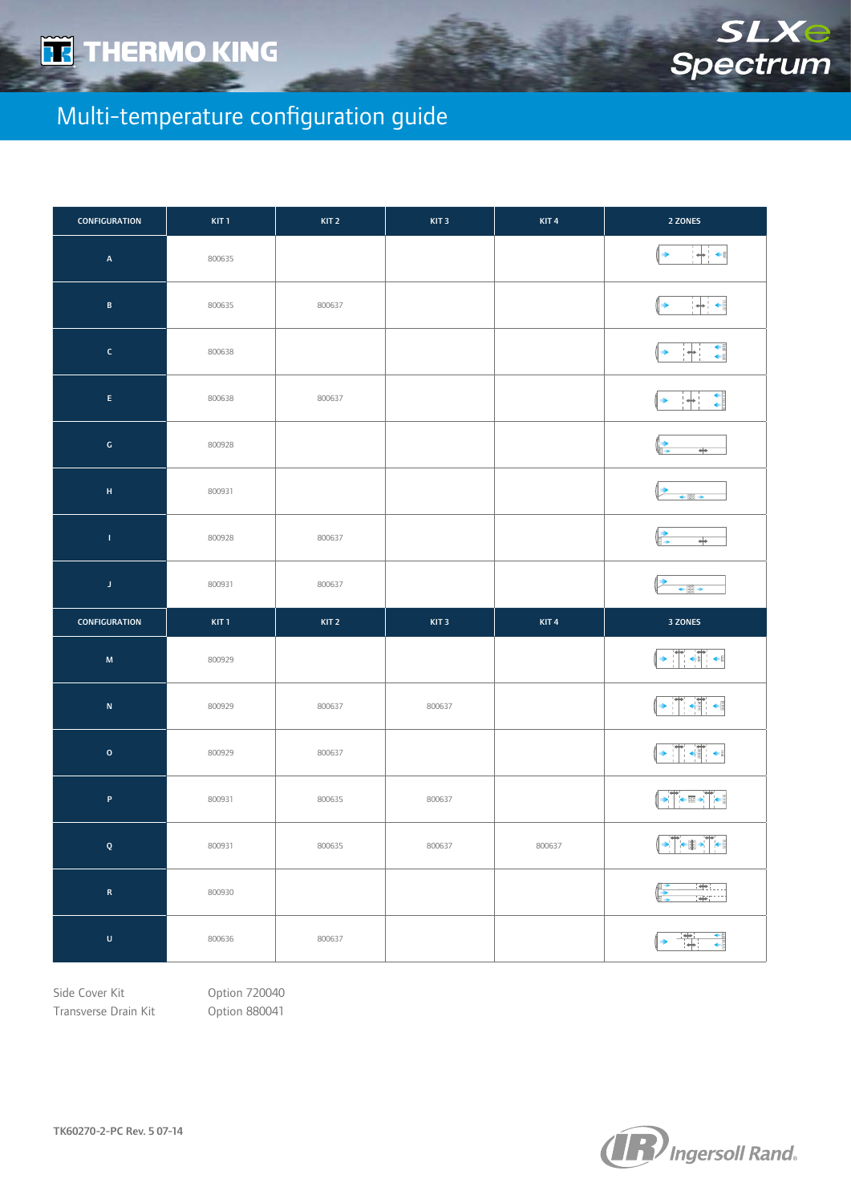# Multi-temperature configuration guide

| CONFIGURATION | KIT 1 | KIT 2 | KIT 3 | KIT 4 | 2 ZONES |
|---|---|---|---|---|---|
| A | 800635 | | | | |
| B | 800635 | 800637 | | | |
| C | 800638 | | | | |
| E | 800638 | 800637 | | | |
| G | 800928 | | | | |
| H | 800931 | | | | |
| I | 800928 | 800637 | | | |
| J | 800931 | 800637 | | | |
| **CONFIGURATION** | **KIT 1** | **KIT 2** | **KIT 3** | **KIT 4** | **3 ZONES** |
| M | 800929 | | | | |
| N | 800929 | 800637 | 800637 | | |
| O | 800929 | 800637 | | | |
| P | 800931 | 800635 | 800637 | | |
| Q | 800931 | 800635 | 800637 | 800637 | |
| R | 800930 | | | | |
| U | 800636 | 800637 | | | |

Side Cover Kit Option 720040

Transverse Drain Kit Option 880041

TK60270-2-PC Rev. 5 07-14